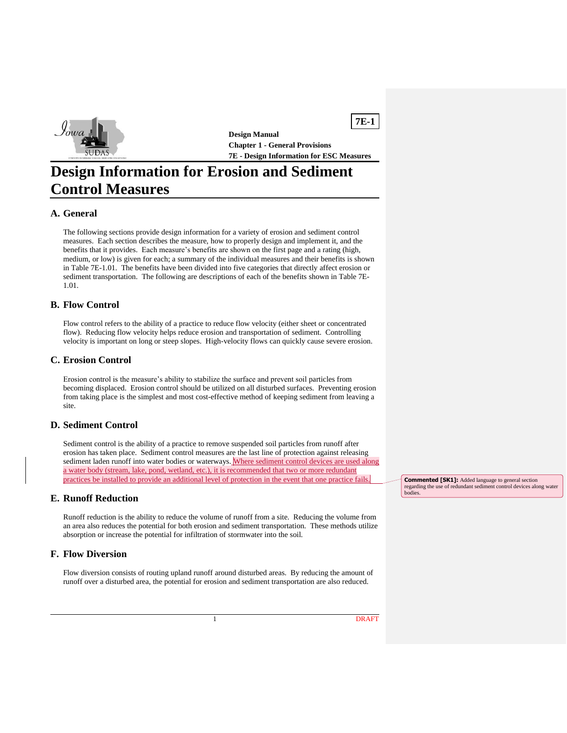# Design Information for Erosion and Sediment Control Measures

## A. General

The following sections provide design information for a variety of erosion and sediment control measures. Each section describes the measure, how to properly design and implement it, and the benefits that it provides. Each measure's benefits are shown on the first page and a rating (high, medium, or low) is given for each; a summary of the individual measures and their benefits is shown in Table 7E-1.01. The benefits have been divided into five categories that directly affect erosion or sediment transportation. The following are descriptions of each of the benefits shown in Table 7E-1.01.

## B. Flow Control

Flow control refers to the ability of a practice to reduce flow velocity (either sheet or concentrated flow). Reducing flow velocity helps reduce erosion and transportation of sediment. Controlling velocity is important on long or steep slopes. High-velocity flows can quickly cause severe erosion.

## C. Erosion Control

Erosion control is the measure's ability to stabilize the surface and prevent soil particles from becoming displaced. Erosion control should be utilized on all disturbed surfaces. Preventing erosion from taking place is the simplest and most cost-effective method of keeping sediment from leaving a site.

## D. Sediment Control

Sediment control is the ability of a practice to remove suspended soil particles from runoff after erosion has taken place. Sediment control measures are the last line of protection against releasing sediment laden runoff into water bodies or waterways. Where sediment control devices are used along a water body (stream, lake, pond, wetland, etc.), it is recommended that two or more redundant practices be installed to provide an additional level of protection in the event that one practice fails.

**Commented [SK1]:** Added language to general section regarding the use of redundant sediment control devices along water bodies.

## E. Runoff Reduction

Runoff reduction is the ability to reduce the volume of runoff from a site. Reducing the volume from an area also reduces the potential for both erosion and sediment transportation. These methods utilize absorption or increase the potential for infiltration of stormwater into the soil.

## F. Flow Diversion

Flow diversion consists of routing upland runoff around disturbed areas. By reducing the amount of runoff over a disturbed area, the potential for erosion and sediment transportation are also reduced.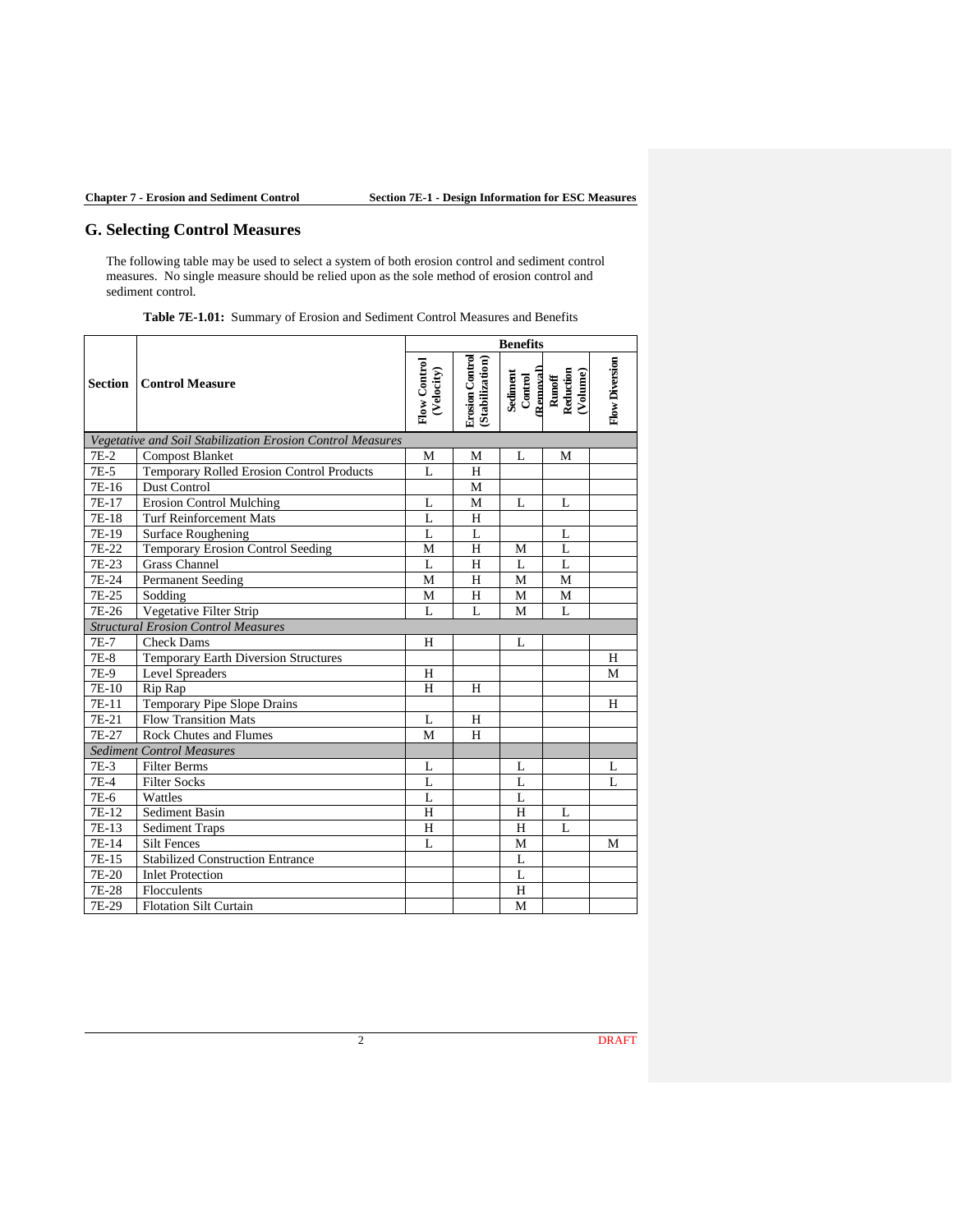## G. Selecting Control Measures

The following table may be used to select a system of both erosion control and sediment control measures. No single measure should be relied upon as the sole method of erosion control and sediment control.

**Table 7E-1.01:** Summary of Erosion and Sediment Control Measures and Benefits

| Section | Control Measure | Benefits | | | | |
|---|---|---|---|---|---|---|
| | | Flow Control (Velocity) | Erosion Control (Stabilization) | Sediment Control (Removal) | Runoff Reduction (Volume) | Flow Diversion |
| *Vegetative and Soil Stabilization Erosion Control Measures* | | | | | | |
| 7E-2 | Compost Blanket | M | M | L | M | |
| 7E-5 | Temporary Rolled Erosion Control Products | L | H | | | |
| 7E-16 | Dust Control | | M | | | |
| 7E-17 | Erosion Control Mulching | L | M | L | L | |
| 7E-18 | Turf Reinforcement Mats | L | H | | | |
| 7E-19 | Surface Roughening | L | L | | L | |
| 7E-22 | Temporary Erosion Control Seeding | M | H | M | L | |
| 7E-23 | Grass Channel | L | H | L | L | |
| 7E-24 | Permanent Seeding | M | H | M | M | |
| 7E-25 | Sodding | M | H | M | M | |
| 7E-26 | Vegetative Filter Strip | L | L | M | L | |
| *Structural Erosion Control Measures* | | | | | | |
| 7E-7 | Check Dams | H | | L | | |
| 7E-8 | Temporary Earth Diversion Structures | | | | | H |
| 7E-9 | Level Spreaders | H | | | | M |
| 7E-10 | Rip Rap | H | H | | | |
| 7E-11 | Temporary Pipe Slope Drains | | | | | H |
| 7E-21 | Flow Transition Mats | L | H | | | |
| 7E-27 | Rock Chutes and Flumes | M | H | | | |
| *Sediment Control Measures* | | | | | | |
| 7E-3 | Filter Berms | L | | L | | L |
| 7E-4 | Filter Socks | L | | L | | L |
| 7E-6 | Wattles | L | | L | | |
| 7E-12 | Sediment Basin | H | | H | L | |
| 7E-13 | Sediment Traps | H | | H | L | |
| 7E-14 | Silt Fences | L | | M | | M |
| 7E-15 | Stabilized Construction Entrance | | | L | | |
| 7E-20 | Inlet Protection | | | L | | |
| 7E-28 | Flocculents | | | H | | |
| 7E-29 | Flotation Silt Curtain | | | M | | |